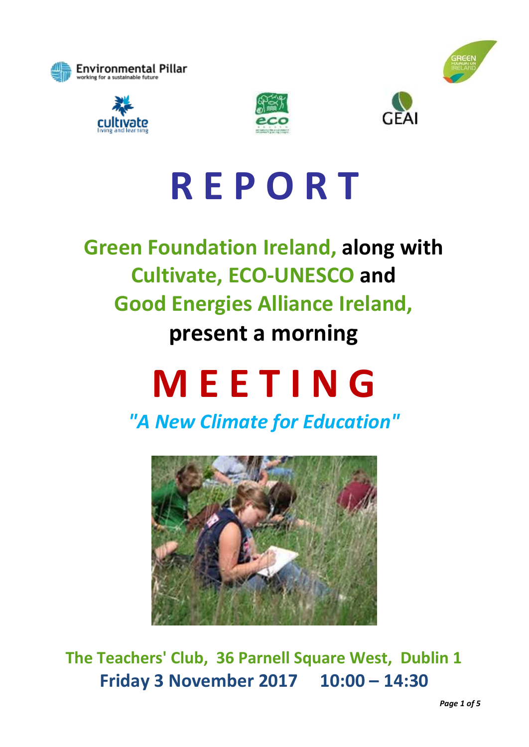# R E P O R T

## Green Foundation Ireland, along with Cultivate, ECO-UNESCO and Good Energies Alliance Ireland, present a morning

# M E E T I N G

## *"A New Climate for Education"*

**The Teachers' Club, 36 Parnell Square West, Dublin 1**

**Friday 3 November 2017 10:00 – 14:30**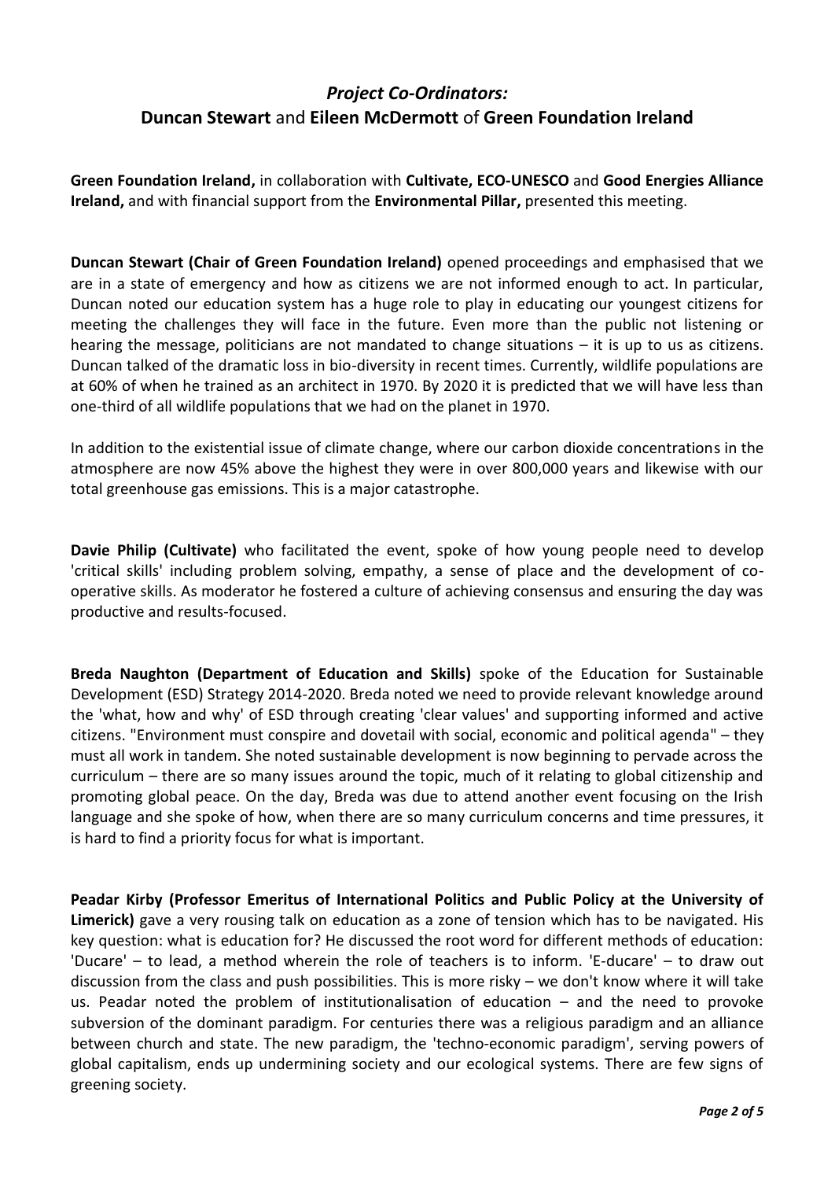## *Project Co-Ordinators:*
## **Duncan Stewart** and **Eileen McDermott** of **Green Foundation Ireland**

**Green Foundation Ireland,** in collaboration with **Cultivate, ECO-UNESCO** and **Good Energies Alliance Ireland,** and with financial support from the **Environmental Pillar,** presented this meeting.

**Duncan Stewart (Chair of Green Foundation Ireland)** opened proceedings and emphasised that we are in a state of emergency and how as citizens we are not informed enough to act. In particular, Duncan noted our education system has a huge role to play in educating our youngest citizens for meeting the challenges they will face in the future. Even more than the public not listening or hearing the message, politicians are not mandated to change situations – it is up to us as citizens. Duncan talked of the dramatic loss in bio-diversity in recent times. Currently, wildlife populations are at 60% of when he trained as an architect in 1970. By 2020 it is predicted that we will have less than one-third of all wildlife populations that we had on the planet in 1970.

In addition to the existential issue of climate change, where our carbon dioxide concentrations in the atmosphere are now 45% above the highest they were in over 800,000 years and likewise with our total greenhouse gas emissions. This is a major catastrophe.

**Davie Philip (Cultivate)** who facilitated the event, spoke of how young people need to develop 'critical skills' including problem solving, empathy, a sense of place and the development of co-operative skills. As moderator he fostered a culture of achieving consensus and ensuring the day was productive and results-focused.

**Breda Naughton (Department of Education and Skills)** spoke of the Education for Sustainable Development (ESD) Strategy 2014-2020. Breda noted we need to provide relevant knowledge around the 'what, how and why' of ESD through creating 'clear values' and supporting informed and active citizens. "Environment must conspire and dovetail with social, economic and political agenda" – they must all work in tandem. She noted sustainable development is now beginning to pervade across the curriculum – there are so many issues around the topic, much of it relating to global citizenship and promoting global peace. On the day, Breda was due to attend another event focusing on the Irish language and she spoke of how, when there are so many curriculum concerns and time pressures, it is hard to find a priority focus for what is important.

**Peadar Kirby (Professor Emeritus of International Politics and Public Policy at the University of Limerick)** gave a very rousing talk on education as a zone of tension which has to be navigated. His key question: what is education for? He discussed the root word for different methods of education: 'Ducare' – to lead, a method wherein the role of teachers is to inform. 'E-ducare' – to draw out discussion from the class and push possibilities. This is more risky – we don't know where it will take us. Peadar noted the problem of institutionalisation of education – and the need to provoke subversion of the dominant paradigm. For centuries there was a religious paradigm and an alliance between church and state. The new paradigm, the 'techno-economic paradigm', serving powers of global capitalism, ends up undermining society and our ecological systems. There are few signs of greening society.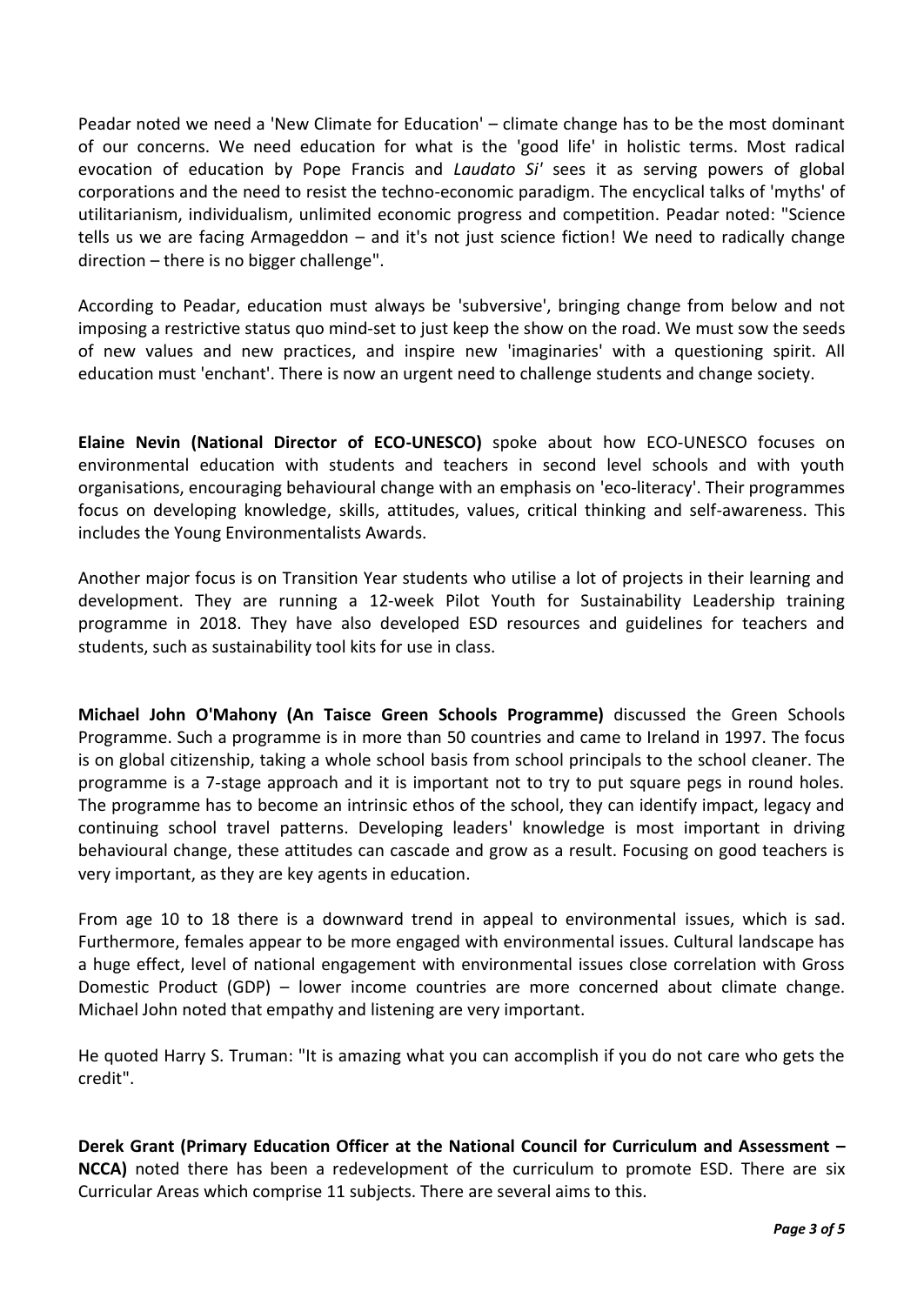Peadar noted we need a 'New Climate for Education' – climate change has to be the most dominant of our concerns. We need education for what is the 'good life' in holistic terms. Most radical evocation of education by Pope Francis and *Laudato Si'* sees it as serving powers of global corporations and the need to resist the techno-economic paradigm. The encyclical talks of 'myths' of utilitarianism, individualism, unlimited economic progress and competition. Peadar noted: "Science tells us we are facing Armageddon – and it's not just science fiction! We need to radically change direction – there is no bigger challenge".

According to Peadar, education must always be 'subversive', bringing change from below and not imposing a restrictive status quo mind-set to just keep the show on the road. We must sow the seeds of new values and new practices, and inspire new 'imaginaries' with a questioning spirit. All education must 'enchant'. There is now an urgent need to challenge students and change society.

**Elaine Nevin (National Director of ECO-UNESCO)** spoke about how ECO-UNESCO focuses on environmental education with students and teachers in second level schools and with youth organisations, encouraging behavioural change with an emphasis on 'eco-literacy'. Their programmes focus on developing knowledge, skills, attitudes, values, critical thinking and self-awareness. This includes the Young Environmentalists Awards.

Another major focus is on Transition Year students who utilise a lot of projects in their learning and development. They are running a 12-week Pilot Youth for Sustainability Leadership training programme in 2018. They have also developed ESD resources and guidelines for teachers and students, such as sustainability tool kits for use in class.

**Michael John O'Mahony (An Taisce Green Schools Programme)** discussed the Green Schools Programme. Such a programme is in more than 50 countries and came to Ireland in 1997. The focus is on global citizenship, taking a whole school basis from school principals to the school cleaner. The programme is a 7-stage approach and it is important not to try to put square pegs in round holes. The programme has to become an intrinsic ethos of the school, they can identify impact, legacy and continuing school travel patterns. Developing leaders' knowledge is most important in driving behavioural change, these attitudes can cascade and grow as a result. Focusing on good teachers is very important, as they are key agents in education.

From age 10 to 18 there is a downward trend in appeal to environmental issues, which is sad. Furthermore, females appear to be more engaged with environmental issues. Cultural landscape has a huge effect, level of national engagement with environmental issues close correlation with Gross Domestic Product (GDP) – lower income countries are more concerned about climate change. Michael John noted that empathy and listening are very important.

He quoted Harry S. Truman: "It is amazing what you can accomplish if you do not care who gets the credit".

**Derek Grant (Primary Education Officer at the National Council for Curriculum and Assessment – NCCA)** noted there has been a redevelopment of the curriculum to promote ESD. There are six Curricular Areas which comprise 11 subjects. There are several aims to this.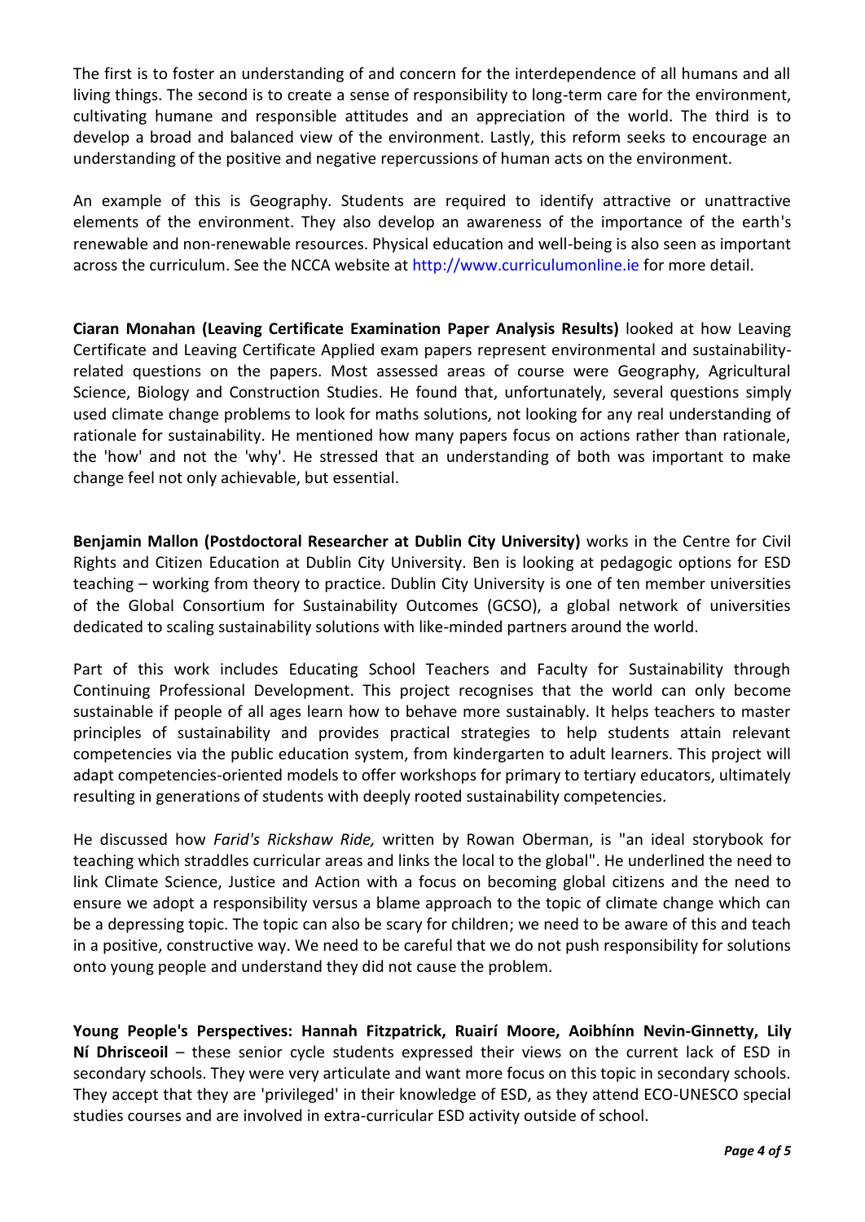The first is to foster an understanding of and concern for the interdependence of all humans and all living things. The second is to create a sense of responsibility to long-term care for the environment, cultivating humane and responsible attitudes and an appreciation of the world. The third is to develop a broad and balanced view of the environment. Lastly, this reform seeks to encourage an understanding of the positive and negative repercussions of human acts on the environment.

An example of this is Geography. Students are required to identify attractive or unattractive elements of the environment. They also develop an awareness of the importance of the earth's renewable and non-renewable resources. Physical education and well-being is also seen as important across the curriculum. See the NCCA website at http://www.curriculumonline.ie for more detail.

**Ciaran Monahan (Leaving Certificate Examination Paper Analysis Results)** looked at how Leaving Certificate and Leaving Certificate Applied exam papers represent environmental and sustainability-related questions on the papers. Most assessed areas of course were Geography, Agricultural Science, Biology and Construction Studies. He found that, unfortunately, several questions simply used climate change problems to look for maths solutions, not looking for any real understanding of rationale for sustainability. He mentioned how many papers focus on actions rather than rationale, the 'how' and not the 'why'. He stressed that an understanding of both was important to make change feel not only achievable, but essential.

**Benjamin Mallon (Postdoctoral Researcher at Dublin City University)** works in the Centre for Civil Rights and Citizen Education at Dublin City University. Ben is looking at pedagogic options for ESD teaching – working from theory to practice. Dublin City University is one of ten member universities of the Global Consortium for Sustainability Outcomes (GCSO), a global network of universities dedicated to scaling sustainability solutions with like-minded partners around the world.

Part of this work includes Educating School Teachers and Faculty for Sustainability through Continuing Professional Development. This project recognises that the world can only become sustainable if people of all ages learn how to behave more sustainably. It helps teachers to master principles of sustainability and provides practical strategies to help students attain relevant competencies via the public education system, from kindergarten to adult learners. This project will adapt competencies-oriented models to offer workshops for primary to tertiary educators, ultimately resulting in generations of students with deeply rooted sustainability competencies.

He discussed how *Farid's Rickshaw Ride,* written by Rowan Oberman, is "an ideal storybook for teaching which straddles curricular areas and links the local to the global". He underlined the need to link Climate Science, Justice and Action with a focus on becoming global citizens and the need to ensure we adopt a responsibility versus a blame approach to the topic of climate change which can be a depressing topic. The topic can also be scary for children; we need to be aware of this and teach in a positive, constructive way. We need to be careful that we do not push responsibility for solutions onto young people and understand they did not cause the problem.

**Young People's Perspectives: Hannah Fitzpatrick, Ruairí Moore, Aoibhínn Nevin-Ginnetty, Lily Ní Dhrisceoil** – these senior cycle students expressed their views on the current lack of ESD in secondary schools. They were very articulate and want more focus on this topic in secondary schools. They accept that they are 'privileged' in their knowledge of ESD, as they attend ECO-UNESCO special studies courses and are involved in extra-curricular ESD activity outside of school.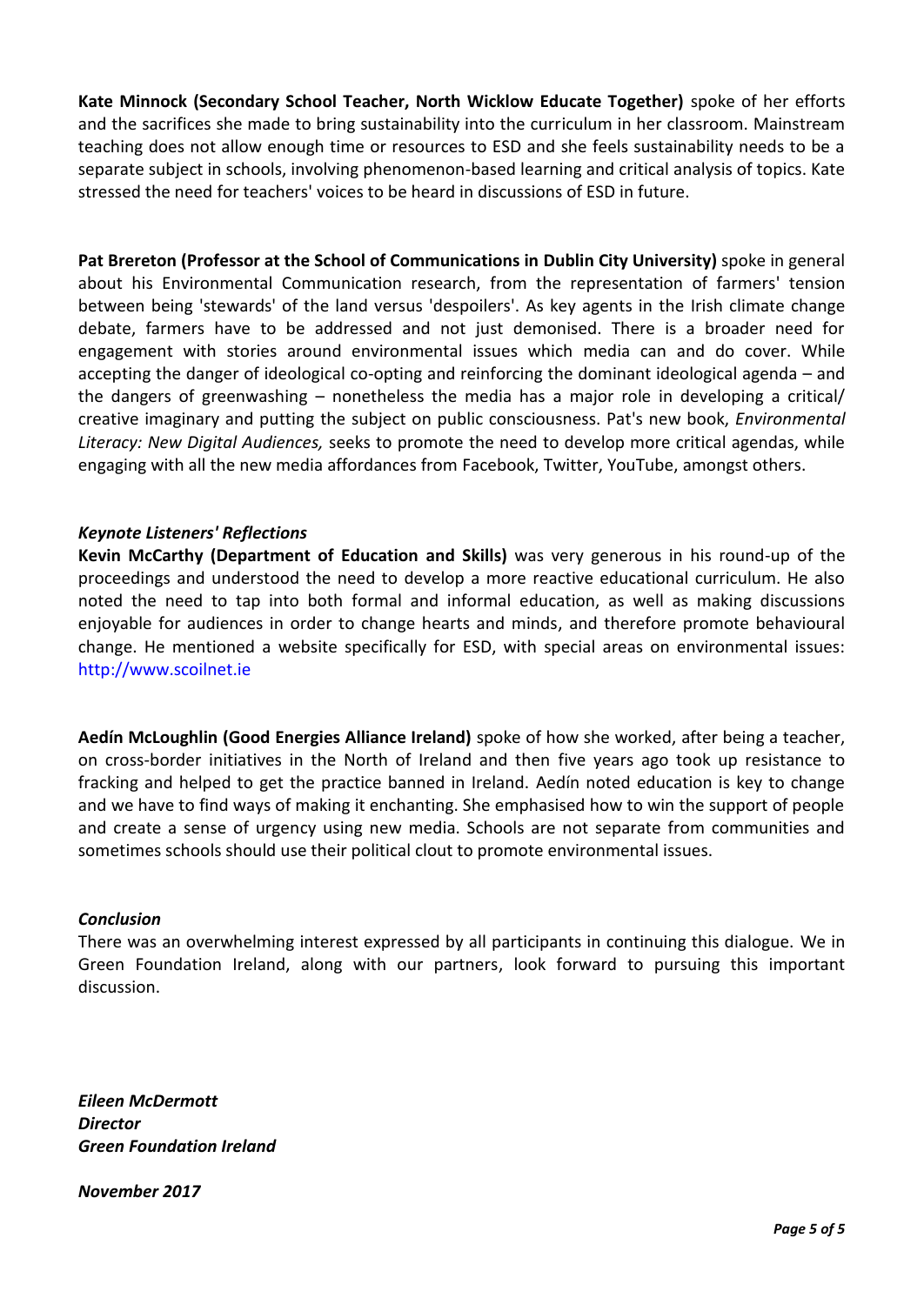**Kate Minnock (Secondary School Teacher, North Wicklow Educate Together)** spoke of her efforts and the sacrifices she made to bring sustainability into the curriculum in her classroom. Mainstream teaching does not allow enough time or resources to ESD and she feels sustainability needs to be a separate subject in schools, involving phenomenon-based learning and critical analysis of topics. Kate stressed the need for teachers' voices to be heard in discussions of ESD in future.

**Pat Brereton (Professor at the School of Communications in Dublin City University)** spoke in general about his Environmental Communication research, from the representation of farmers' tension between being 'stewards' of the land versus 'despoilers'. As key agents in the Irish climate change debate, farmers have to be addressed and not just demonised. There is a broader need for engagement with stories around environmental issues which media can and do cover. While accepting the danger of ideological co-opting and reinforcing the dominant ideological agenda – and the dangers of greenwashing – nonetheless the media has a major role in developing a critical/ creative imaginary and putting the subject on public consciousness. Pat's new book, *Environmental Literacy: New Digital Audiences,* seeks to promote the need to develop more critical agendas, while engaging with all the new media affordances from Facebook, Twitter, YouTube, amongst others.

### *Keynote Listeners' Reflections*

**Kevin McCarthy (Department of Education and Skills)** was very generous in his round-up of the proceedings and understood the need to develop a more reactive educational curriculum. He also noted the need to tap into both formal and informal education, as well as making discussions enjoyable for audiences in order to change hearts and minds, and therefore promote behavioural change. He mentioned a website specifically for ESD, with special areas on environmental issues: http://www.scoilnet.ie

**Aedín McLoughlin (Good Energies Alliance Ireland)** spoke of how she worked, after being a teacher, on cross-border initiatives in the North of Ireland and then five years ago took up resistance to fracking and helped to get the practice banned in Ireland. Aedín noted education is key to change and we have to find ways of making it enchanting. She emphasised how to win the support of people and create a sense of urgency using new media. Schools are not separate from communities and sometimes schools should use their political clout to promote environmental issues.

### *Conclusion*

There was an overwhelming interest expressed by all participants in continuing this dialogue. We in Green Foundation Ireland, along with our partners, look forward to pursuing this important discussion.

***Eileen McDermott***
***Director***
***Green Foundation Ireland***

***November 2017***